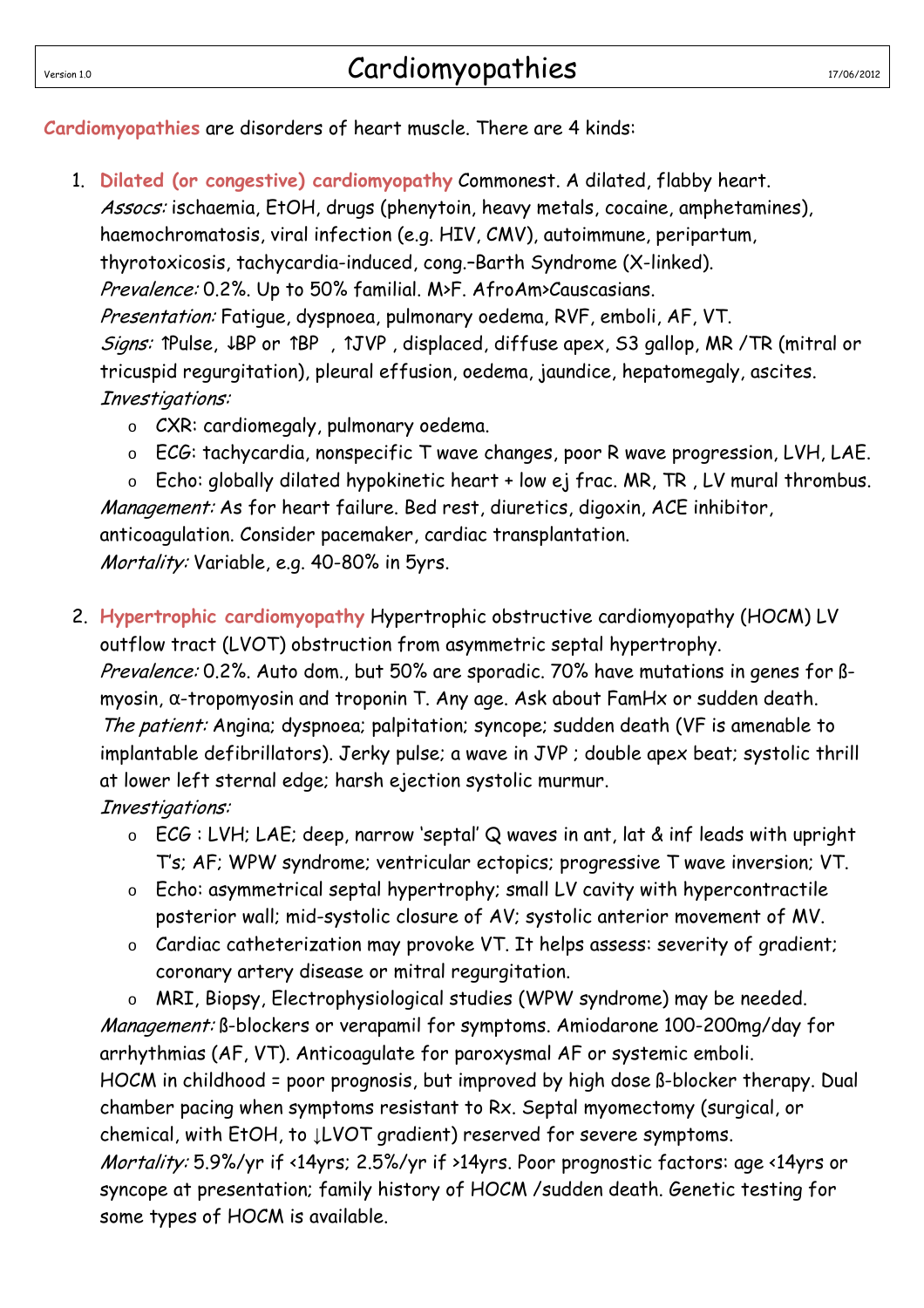# Cardiomyopathies

**Cardiomyopathies** are disorders of heart muscle. There are 4 kinds:

1. **Dilated (or congestive) cardiomyopathy** Commonest. A dilated, flabby heart.
   *Assocs:* ischaemia, EtOH, drugs (phenytoin, heavy metals, cocaine, amphetamines), haemochromatosis, viral infection (e.g. HIV, CMV), autoimmune, peripartum, thyrotoxicosis, tachycardia-induced, cong.–Barth Syndrome (X-linked).
   *Prevalence:* 0.2%. Up to 50% familial. M>F. AfroAm>Causcasians.
   *Presentation:* Fatigue, dyspnoea, pulmonary oedema, RVF, emboli, AF, VT.
   *Signs:* ↑Pulse, ↓BP or ↑BP , ↑JVP , displaced, diffuse apex, S3 gallop, MR /TR (mitral or tricuspid regurgitation), pleural effusion, oedema, jaundice, hepatomegaly, ascites.
   *Investigations:*
   - CXR: cardiomegaly, pulmonary oedema.
   - ECG: tachycardia, nonspecific T wave changes, poor R wave progression, LVH, LAE.
   - Echo: globally dilated hypokinetic heart + low ej frac. MR, TR , LV mural thrombus.

   *Management:* As for heart failure. Bed rest, diuretics, digoxin, ACE inhibitor, anticoagulation. Consider pacemaker, cardiac transplantation.
   *Mortality:* Variable, e.g. 40-80% in 5yrs.

2. **Hypertrophic cardiomyopathy** Hypertrophic obstructive cardiomyopathy (HOCM) LV outflow tract (LVOT) obstruction from asymmetric septal hypertrophy.
   *Prevalence:* 0.2%. Auto dom., but 50% are sporadic. 70% have mutations in genes for ß-myosin, α-tropomyosin and troponin T. Any age. Ask about FamHx or sudden death.
   *The patient:* Angina; dyspnoea; palpitation; syncope; sudden death (VF is amenable to implantable defibrillators). Jerky pulse; a wave in JVP ; double apex beat; systolic thrill at lower left sternal edge; harsh ejection systolic murmur.
   *Investigations:*
   - ECG : LVH; LAE; deep, narrow 'septal' Q waves in ant, lat & inf leads with upright T's; AF; WPW syndrome; ventricular ectopics; progressive T wave inversion; VT.
   - Echo: asymmetrical septal hypertrophy; small LV cavity with hypercontractile posterior wall; mid-systolic closure of AV; systolic anterior movement of MV.
   - Cardiac catheterization may provoke VT. It helps assess: severity of gradient; coronary artery disease or mitral regurgitation.
   - MRI, Biopsy, Electrophysiological studies (WPW syndrome) may be needed.

   *Management:* ß-blockers or verapamil for symptoms. Amiodarone 100-200mg/day for arrhythmias (AF, VT). Anticoagulate for paroxysmal AF or systemic emboli.
   HOCM in childhood = poor prognosis, but improved by high dose ß-blocker therapy. Dual chamber pacing when symptoms resistant to Rx. Septal myomectomy (surgical, or chemical, with EtOH, to ↓LVOT gradient) reserved for severe symptoms.
   *Mortality:* 5.9%/yr if <14yrs; 2.5%/yr if >14yrs. Poor prognostic factors: age <14yrs or syncope at presentation; family history of HOCM /sudden death. Genetic testing for some types of HOCM is available.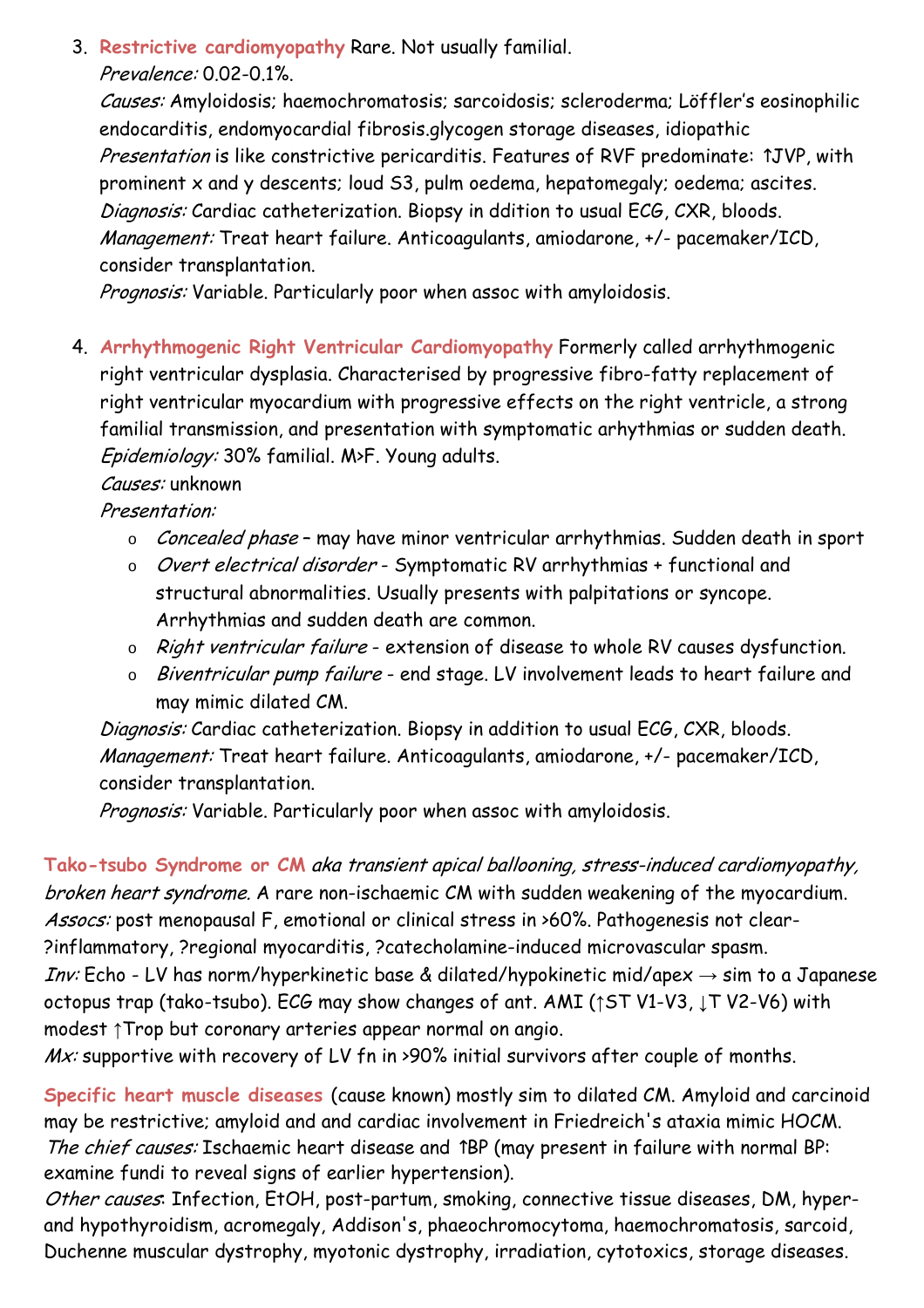3. **Restrictive cardiomyopathy** Rare. Not usually familial.
   *Prevalence:* 0.02-0.1%.
   *Causes:* Amyloidosis; haemochromatosis; sarcoidosis; scleroderma; Löffler's eosinophilic endocarditis, endomyocardial fibrosis.glycogen storage diseases, idiopathic
   *Presentation* is like constrictive pericarditis. Features of RVF predominate: ↑JVP, with prominent x and y descents; loud S3, pulm oedema, hepatomegaly; oedema; ascites.
   *Diagnosis:* Cardiac catheterization. Biopsy in ddition to usual ECG, CXR, bloods.
   *Management:* Treat heart failure. Anticoagulants, amiodarone, +/- pacemaker/ICD, consider transplantation.
   *Prognosis:* Variable. Particularly poor when assoc with amyloidosis.

4. **Arrhythmogenic Right Ventricular Cardiomyopathy** Formerly called arrhythmogenic right ventricular dysplasia. Characterised by progressive fibro-fatty replacement of right ventricular myocardium with progressive effects on the right ventricle, a strong familial transmission, and presentation with symptomatic arrhythmias or sudden death.
   *Epidemiology:* 30% familial. M>F. Young adults.
   *Causes:* unknown
   *Presentation:*
   - *Concealed phase* – may have minor ventricular arrhythmias. Sudden death in sport
   - *Overt electrical disorder* - Symptomatic RV arrhythmias + functional and structural abnormalities. Usually presents with palpitations or syncope. Arrhythmias and sudden death are common.
   - *Right ventricular failure* - extension of disease to whole RV causes dysfunction.
   - *Biventricular pump failure* - end stage. LV involvement leads to heart failure and may mimic dilated CM.

   *Diagnosis:* Cardiac catheterization. Biopsy in addition to usual ECG, CXR, bloods.
   *Management:* Treat heart failure. Anticoagulants, amiodarone, +/- pacemaker/ICD, consider transplantation.
   *Prognosis:* Variable. Particularly poor when assoc with amyloidosis.

**Tako-tsubo Syndrome or CM** *aka transient apical ballooning, stress-induced cardiomyopathy, broken heart syndrome.* A rare non-ischaemic CM with sudden weakening of the myocardium.
*Assocs:* post menopausal F, emotional or clinical stress in >60%. Pathogenesis not clear- ?inflammatory, ?regional myocarditis, ?catecholamine-induced microvascular spasm.
*Inv:* Echo - LV has norm/hyperkinetic base & dilated/hypokinetic mid/apex → sim to a Japanese octopus trap (tako-tsubo). ECG may show changes of ant. AMI (↑ST V1-V3, ↓T V2-V6) with modest ↑Trop but coronary arteries appear normal on angio.
*Mx:* supportive with recovery of LV fn in >90% initial survivors after couple of months.

**Specific heart muscle diseases** (cause known) mostly sim to dilated CM. Amyloid and carcinoid may be restrictive; amyloid and and cardiac involvement in Friedreich's ataxia mimic HOCM.
*The chief causes:* Ischaemic heart disease and ↑BP (may present in failure with normal BP: examine fundi to reveal signs of earlier hypertension).
*Other causes*: Infection, EtOH, post-partum, smoking, connective tissue diseases, DM, hyper- and hypothyroidism, acromegaly, Addison's, phaeochromocytoma, haemochromatosis, sarcoid, Duchenne muscular dystrophy, myotonic dystrophy, irradiation, cytotoxics, storage diseases.